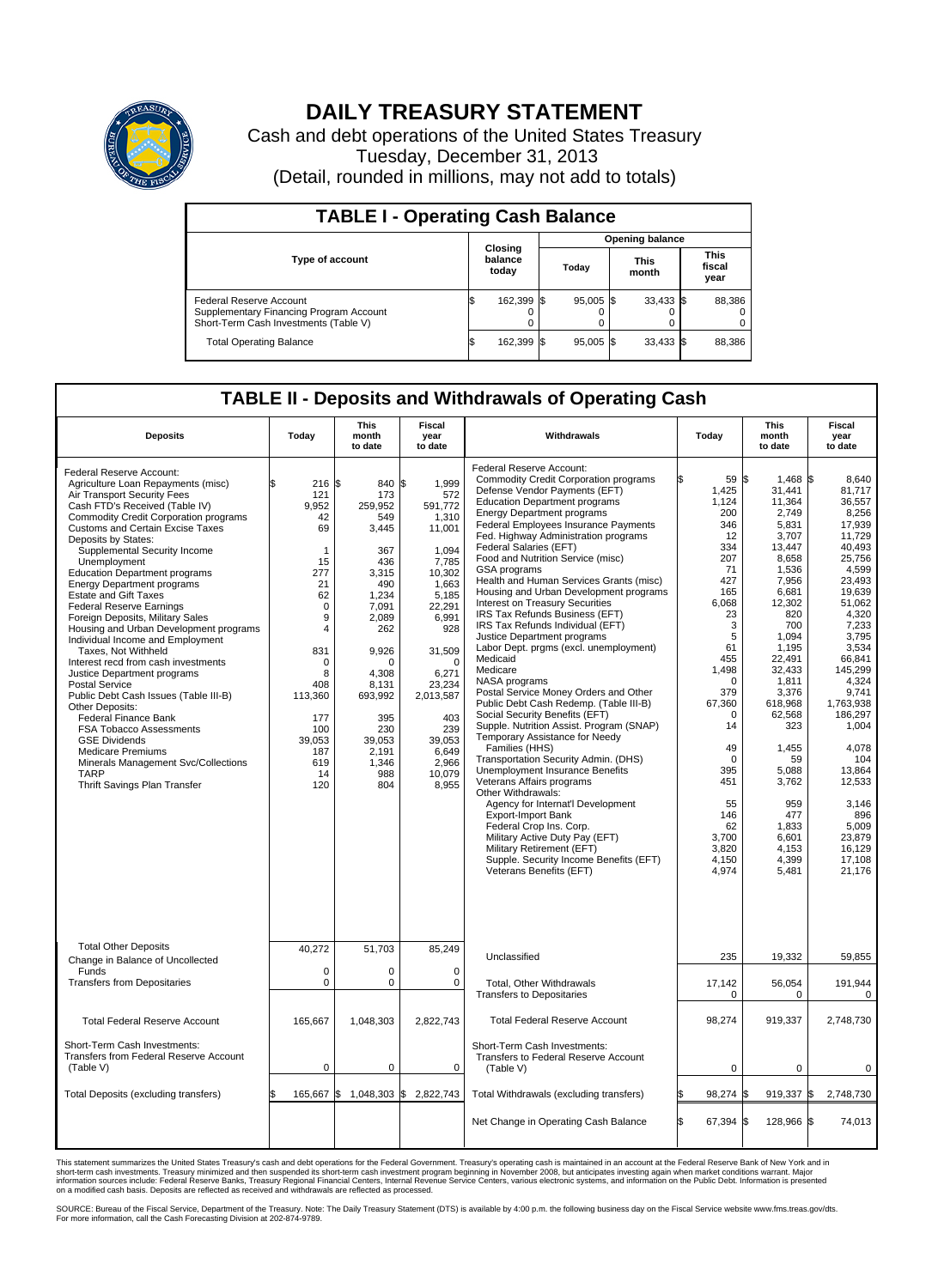# DAILY TREASURY STATEMENT

Cash and debt operations of the United States Treasury
Tuesday, December 31, 2013
(Detail, rounded in millions, may not add to totals)

## TABLE I - Operating Cash Balance

| Type of account | Closing balance today | Opening balance Today | Opening balance This month | Opening balance This fiscal year |
|---|---|---|---|---|
| Federal Reserve Account | $ 162,399 | $ 95,005 | $ 33,433 | $ 88,386 |
| Supplementary Financing Program Account | 0 | 0 | 0 | 0 |
| Short-Term Cash Investments (Table V) | 0 | 0 | 0 | 0 |
| Total Operating Balance | $ 162,399 | $ 95,005 | $ 33,433 | $ 88,386 |

## TABLE II - Deposits and Withdrawals of Operating Cash

| Deposits | Today | This month to date | Fiscal year to date |
|---|---|---|---|
| Federal Reserve Account: | | | |
| Agriculture Loan Repayments (misc) | $ 216 | $ 840 | $ 1,999 |
| Air Transport Security Fees | 121 | 173 | 572 |
| Cash FTD's Received (Table IV) | 9,952 | 259,952 | 591,772 |
| Commodity Credit Corporation programs | 42 | 549 | 1,310 |
| Customs and Certain Excise Taxes | 69 | 3,445 | 11,001 |
| Deposits by States: | | | |
| Supplemental Security Income | 1 | 367 | 1,094 |
| Unemployment | 15 | 436 | 7,785 |
| Education Department programs | 277 | 3,315 | 10,302 |
| Energy Department programs | 21 | 490 | 1,663 |
| Estate and Gift Taxes | 62 | 1,234 | 5,185 |
| Federal Reserve Earnings | 0 | 7,091 | 22,291 |
| Foreign Deposits, Military Sales | 9 | 2,089 | 6,991 |
| Housing and Urban Development programs | 4 | 262 | 928 |
| Individual Income and Employment Taxes, Not Withheld | 831 | 9,926 | 31,509 |
| Interest recd from cash investments | 0 | 0 | 0 |
| Justice Department programs | 8 | 4,308 | 6,271 |
| Postal Service | 408 | 8,131 | 23,234 |
| Public Debt Cash Issues (Table III-B) | 113,360 | 693,992 | 2,013,587 |
| Other Deposits: | | | |
| Federal Finance Bank | 177 | 395 | 403 |
| FSA Tobacco Assessments | 100 | 230 | 239 |
| GSE Dividends | 39,053 | 39,053 | 39,053 |
| Medicare Premiums | 187 | 2,191 | 6,649 |
| Minerals Management Svc/Collections | 619 | 1,346 | 2,966 |
| TARP | 14 | 988 | 10,079 |
| Thrift Savings Plan Transfer | 120 | 804 | 8,955 |
| Total Other Deposits | 40,272 | 51,703 | 85,249 |
| Change in Balance of Uncollected Funds | 0 | 0 | 0 |
| Transfers from Depositaries | 0 | 0 | 0 |
| Total Federal Reserve Account | 165,667 | 1,048,303 | 2,822,743 |
| Short-Term Cash Investments: Transfers from Federal Reserve Account (Table V) | 0 | 0 | 0 |
| Total Deposits (excluding transfers) | $ 165,667 | $ 1,048,303 | $ 2,822,743 |

| Withdrawals | Today | This month to date | Fiscal year to date |
|---|---|---|---|
| Federal Reserve Account: | | | |
| Commodity Credit Corporation programs | $ 59 | $ 1,468 | $ 8,640 |
| Defense Vendor Payments (EFT) | 1,425 | 31,441 | 81,717 |
| Education Department programs | 1,124 | 11,364 | 36,557 |
| Energy Department programs | 200 | 2,749 | 8,256 |
| Federal Employees Insurance Payments | 346 | 5,831 | 17,939 |
| Fed. Highway Administration programs | 12 | 3,707 | 11,729 |
| Federal Salaries (EFT) | 334 | 13,447 | 40,493 |
| Food and Nutrition Service (misc) | 207 | 8,658 | 25,756 |
| GSA programs | 71 | 1,536 | 4,599 |
| Health and Human Services Grants (misc) | 427 | 7,956 | 23,493 |
| Housing and Urban Development programs | 165 | 6,681 | 19,639 |
| Interest on Treasury Securities | 6,068 | 12,302 | 51,062 |
| IRS Tax Refunds Business (EFT) | 23 | 820 | 4,320 |
| IRS Tax Refunds Individual (EFT) | 3 | 700 | 7,233 |
| Justice Department programs | 5 | 1,094 | 3,795 |
| Labor Dept. prgms (excl. unemployment) | 61 | 1,195 | 3,534 |
| Medicaid | 455 | 22,491 | 66,841 |
| Medicare | 1,498 | 32,433 | 145,299 |
| NASA programs | 0 | 1,811 | 4,324 |
| Postal Service Money Orders and Other | 379 | 3,376 | 9,741 |
| Public Debt Cash Redemp. (Table III-B) | 67,360 | 618,968 | 1,763,938 |
| Social Security Benefits (EFT) | 0 | 62,568 | 186,297 |
| Supple. Nutrition Assist. Program (SNAP) | 14 | 323 | 1,004 |
| Temporary Assistance for Needy Families (HHS) | 49 | 1,455 | 4,078 |
| Transportation Security Admin. (DHS) | 0 | 59 | 104 |
| Unemployment Insurance Benefits | 395 | 5,088 | 13,864 |
| Veterans Affairs programs | 451 | 3,762 | 12,533 |
| Other Withdrawals: | | | |
| Agency for Internat'l Development | 55 | 959 | 3,146 |
| Export-Import Bank | 146 | 477 | 896 |
| Federal Crop Ins. Corp. | 62 | 1,833 | 5,009 |
| Military Active Duty Pay (EFT) | 3,700 | 6,601 | 23,879 |
| Military Retirement (EFT) | 3,820 | 4,153 | 16,129 |
| Supple. Security Income Benefits (EFT) | 4,150 | 4,399 | 17,108 |
| Veterans Benefits (EFT) | 4,974 | 5,481 | 21,176 |
| Unclassified | 235 | 19,332 | 59,855 |
| Total, Other Withdrawals | 17,142 | 56,054 | 191,944 |
| Transfers to Depositaries | 0 | 0 | 0 |
| Total Federal Reserve Account | 98,274 | 919,337 | 2,748,730 |
| Short-Term Cash Investments: Transfers to Federal Reserve Account (Table V) | 0 | 0 | 0 |
| Total Withdrawals (excluding transfers) | $ 98,274 | $ 919,337 | $ 2,748,730 |
| Net Change in Operating Cash Balance | $ 67,394 | $ 128,966 | $ 74,013 |

This statement summarizes the United States Treasury's cash and debt operations for the Federal Government. Treasury's operating cash is maintained in an account at the Federal Reserve Bank of New York and in short-term cash investments. Treasury minimized and then suspended its short-term cash investment program beginning in November 2008, but anticipates investing again when market conditions warrant. Major information sources include: Federal Reserve Banks, Treasury Regional Financial Centers, Internal Revenue Service Centers, various electronic systems, and information on the Public Debt. Information is presented on a modified cash basis. Deposits are reflected as received and withdrawals are reflected as processed.

SOURCE: Bureau of the Fiscal Service, Department of the Treasury. Note: The Daily Treasury Statement (DTS) is available by 4:00 p.m. the following business day on the Fiscal Service website www.fms.treas.gov/dts. For more information, call the Cash Forecasting Division at 202-874-9789.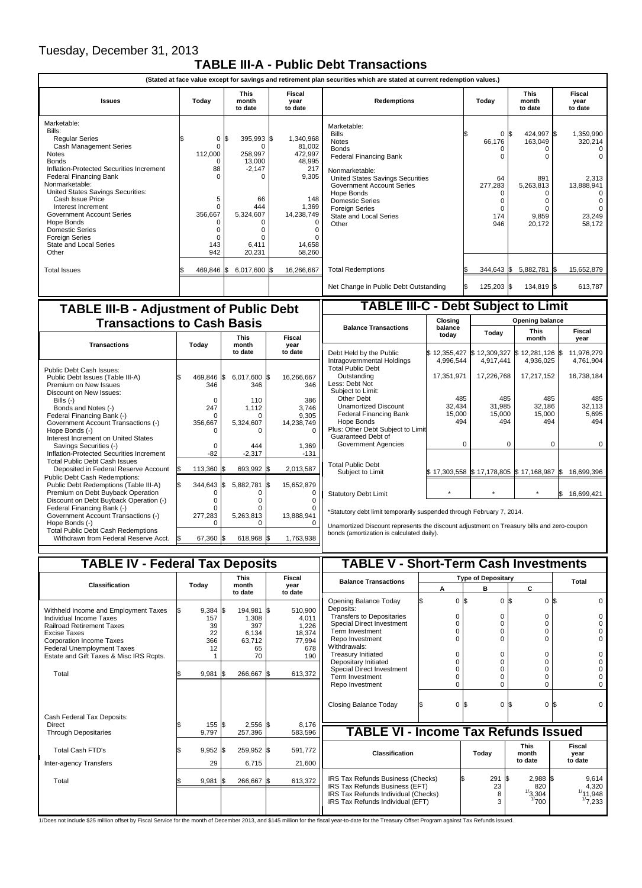Tuesday, December 31, 2013

# TABLE III-A - Public Debt Transactions

(Stated at face value except for savings and retirement plan securities which are stated at current redemption values.)

| Issues | Today | This month to date | Fiscal year to date |
|---|---|---|---|
| Marketable: | | | |
| Bills: | | | |
| Regular Series | $ 0 | $ 395,993 | $ 1,340,968 |
| Cash Management Series | 0 | 0 | 81,002 |
| Notes | 112,000 | 258,997 | 472,997 |
| Bonds | 0 | 13,000 | 48,995 |
| Inflation-Protected Securities Increment | 88 | -2,147 | 217 |
| Federal Financing Bank | 0 | 0 | 9,305 |
| Nonmarketable: | | | |
| United States Savings Securities: | | | |
| Cash Issue Price | 5 | 66 | 148 |
| Interest Increment | 0 | 444 | 1,369 |
| Government Account Series | 356,667 | 5,324,607 | 14,238,749 |
| Hope Bonds | 0 | 0 | 0 |
| Domestic Series | 0 | 0 | 0 |
| Foreign Series | 0 | 0 | 0 |
| State and Local Series | 143 | 6,411 | 14,658 |
| Other | 942 | 20,231 | 58,260 |
| Total Issues | $ 469,846 | $ 6,017,600 | $ 16,266,667 |

| Redemptions | Today | This month to date | Fiscal year to date |
|---|---|---|---|
| Marketable: | | | |
| Bills | $ 0 | $ 424,997 | $ 1,359,990 |
| Notes | 66,176 | 163,049 | 320,214 |
| Bonds | 0 | 0 | 0 |
| Federal Financing Bank | 0 | 0 | 0 |
| Nonmarketable: | | | |
| United States Savings Securities | 64 | 891 | 2,313 |
| Government Account Series | 277,283 | 5,263,813 | 13,888,941 |
| Hope Bonds | 0 | 0 | 0 |
| Domestic Series | 0 | 0 | 0 |
| Foreign Series | 0 | 0 | 0 |
| State and Local Series | 174 | 9,859 | 23,249 |
| Other | 946 | 20,172 | 58,172 |
| Total Redemptions | $ 344,643 | $ 5,882,781 | $ 15,652,879 |
| Net Change in Public Debt Outstanding | $ 125,203 | $ 134,819 | $ 613,787 |

# TABLE III-B - Adjustment of Public Debt Transactions to Cash Basis

| Transactions | Today | This month to date | Fiscal year to date |
|---|---|---|---|
| Public Debt Cash Issues: | | | |
| Public Debt Issues (Table III-A) | $ 469,846 | $ 6,017,600 | $ 16,266,667 |
| Premium on New Issues | 346 | 346 | 346 |
| Discount on New Issues: | | | |
| Bills (-) | 0 | 110 | 386 |
| Bonds and Notes (-) | 247 | 1,112 | 3,746 |
| Federal Financing Bank (-) | 0 | 0 | 9,305 |
| Government Account Transactions (-) | 356,667 | 5,324,607 | 14,238,749 |
| Hope Bonds (-) | 0 | 0 | 0 |
| Interest Increment on United States Savings Securities (-) | 0 | 444 | 1,369 |
| Inflation-Protected Securities Increment | -82 | -2,317 | -131 |
| Total Public Debt Cash Issues Deposited in Federal Reserve Account | $ 113,360 | $ 693,992 | $ 2,013,587 |
| Public Debt Cash Redemptions: | | | |
| Public Debt Redemptions (Table III-A) | $ 344,643 | $ 5,882,781 | $ 15,652,879 |
| Premium on Debt Buyback Operation | 0 | 0 | 0 |
| Discount on Debt Buyback Operation (-) | 0 | 0 | 0 |
| Federal Financing Bank (-) | 0 | 0 | 0 |
| Government Account Transactions (-) | 277,283 | 5,263,813 | 13,888,941 |
| Hope Bonds (-) | 0 | 0 | 0 |
| Total Public Debt Cash Redemptions Withdrawn from Federal Reserve Acct. | $ 67,360 | $ 618,968 | $ 1,763,938 |

# TABLE III-C - Debt Subject to Limit

| Balance Transactions | Closing balance today | Opening balance Today | Opening balance This month | Opening balance Fiscal year |
|---|---|---|---|---|
| Debt Held by the Public | $ 12,355,427 | $ 12,309,327 | $ 12,281,126 | $ 11,976,279 |
| Intragovernmental Holdings | 4,996,544 | 4,917,441 | 4,936,025 | 4,761,904 |
| Total Public Debt Outstanding | 17,351,971 | 17,226,768 | 17,217,152 | 16,738,184 |
| Less: Debt Not Subject to Limit: | | | | |
| Other Debt | 485 | 485 | 485 | 485 |
| Unamortized Discount | 32,434 | 31,985 | 32,186 | 32,113 |
| Federal Financing Bank | 15,000 | 15,000 | 15,000 | 5,695 |
| Hope Bonds | 494 | 494 | 494 | 494 |
| Plus: Other Debt Subject to Limit | | | | |
| Guaranteed Debt of Government Agencies | 0 | 0 | 0 | 0 |
| Total Public Debt Subject to Limit | $ 17,303,558 | $ 17,178,805 | $ 17,168,987 | $ 16,699,396 |
| Statutory Debt Limit | * | * | * | $ 16,699,421 |

*Statutory debt limit temporarily suspended through February 7, 2014.

Unamortized Discount represents the discount adjustment on Treasury bills and zero-coupon bonds (amortization is calculated daily).

# TABLE IV - Federal Tax Deposits

| Classification | Today | This month to date | Fiscal year to date |
|---|---|---|---|
| Withheld Income and Employment Taxes | $ 9,384 | $ 194,981 | $ 510,900 |
| Individual Income Taxes | 157 | 1,308 | 4,011 |
| Railroad Retirement Taxes | 39 | 397 | 1,226 |
| Excise Taxes | 22 | 6,134 | 18,374 |
| Corporation Income Taxes | 366 | 63,712 | 77,994 |
| Federal Unemployment Taxes | 12 | 65 | 678 |
| Estate and Gift Taxes & Misc IRS Rcpts. | 1 | 70 | 190 |
| Total | $ 9,981 | $ 266,667 | $ 613,372 |
| Cash Federal Tax Deposits: | | | |
| Direct | $ 155 | $ 2,556 | $ 8,176 |
| Through Depositaries | 9,797 | 257,396 | 583,596 |
| Total Cash FTD's | $ 9,952 | $ 259,952 | $ 591,772 |
| Inter-agency Transfers | 29 | 6,715 | 21,600 |
| Total | $ 9,981 | $ 266,667 | $ 613,372 |

# TABLE V - Short-Term Cash Investments

| Balance Transactions | Type of Depositary A | Type of Depositary B | Type of Depositary C | Total |
|---|---|---|---|---|
| Opening Balance Today | $ 0 | $ 0 | $ 0 | $ 0 |
| Deposits: | | | | |
| Transfers to Depositaries | 0 | 0 | 0 | 0 |
| Special Direct Investment | 0 | 0 | 0 | 0 |
| Term Investment | 0 | 0 | 0 | 0 |
| Repo Investment | 0 | 0 | 0 | 0 |
| Withdrawals: | | | | |
| Treasury Initiated | 0 | 0 | 0 | 0 |
| Depositary Initiated | 0 | 0 | 0 | 0 |
| Special Direct Investment | 0 | 0 | 0 | 0 |
| Term Investment | 0 | 0 | 0 | 0 |
| Repo Investment | 0 | 0 | 0 | 0 |
| Closing Balance Today | $ 0 | $ 0 | $ 0 | $ 0 |

# TABLE VI - Income Tax Refunds Issued

| Classification | Today | This month to date | Fiscal year to date |
|---|---|---|---|
| IRS Tax Refunds Business (Checks) | $ 291 | $ 2,988 | $ 9,614 |
| IRS Tax Refunds Business (EFT) | 23 | 820 | 4,320 |
| IRS Tax Refunds Individual (Checks) | 8 | [1/] 3,304 | [1/] 11,948 |
| IRS Tax Refunds Individual (EFT) | 3 | [1/] 700 | [1/] 7,233 |

1/Does not include $25 million offset by Fiscal Service for the month of December 2013, and $145 million for the fiscal year-to-date for the Treasury Offset Program against Tax Refunds issued.